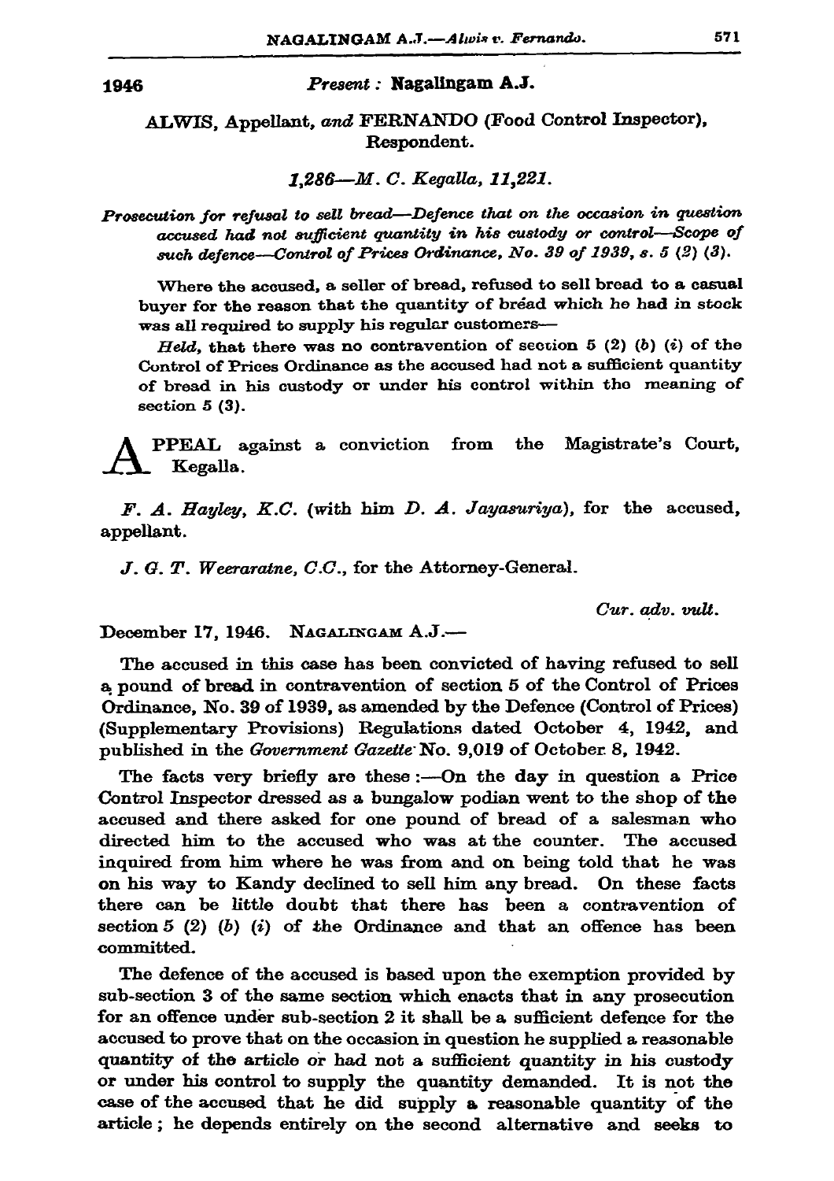1946

*Present :* **Nagalingam A.J.**

ALWIS, Appellant, *and* FERNANDO (Food Control Inspector), Respondent.

*1,286—M. C. Kegalla, 11,221.*

*Prosecution for refusal to sell bread—Defence that on the occasion in question accused had not sufficient quantity in his custody or control—Scope of such defence—Control of Prices Ordinance, No. 39 of 1939, s. 5 (2) (3).*

Where the accused, a seller of bread, refused to sell bread to a casual buyer for the reason that the quantity of bread which he had in stock was all required to supply his regular customers—

*Held*, that there was no contravention of section 5 (2) (*b*) (*i*) of the Control of Prices Ordinance as the accused had not a sufficient quantity of bread in his custody or under his control within the meaning of section 5 (3).

APPEAL against a conviction from the Magistrate's Court, Kegalla.

*F. A. Hayley, K.C.* (with him *D. A. Jayasuriya*), for the accused, appellant.

*J. G. T. Weeraratne, C.C.*, for the Attorney-General.

*Cur. adv. vult.*

December 17, 1946. NAGALINGAM A.J.—

The accused in this case has been convicted of having refused to sell a pound of bread in contravention of section 5 of the Control of Prices Ordinance, No. 39 of 1939, as amended by the Defence (Control of Prices) (Supplementary Provisions) Regulations dated October 4, 1942, and published in the *Government Gazette* No. 9,019 of October 8, 1942.

The facts very briefly are these :—On the day in question a Price Control Inspector dressed as a bungalow podian went to the shop of the accused and there asked for one pound of bread of a salesman who directed him to the accused who was at the counter. The accused inquired from him where he was from and on being told that he was on his way to Kandy declined to sell him any bread. On these facts there can be little doubt that there has been a contravention of section 5 (2) (*b*) (*i*) of the Ordinance and that an offence has been committed.

The defence of the accused is based upon the exemption provided by sub-section 3 of the same section which enacts that in any prosecution for an offence under sub-section 2 it shall be a sufficient defence for the accused to prove that on the occasion in question he supplied a reasonable quantity of the article or had not a sufficient quantity in his custody or under his control to supply the quantity demanded. It is not the case of the accused that he did supply a reasonable quantity of the article ; he depends entirely on the second alternative and seeks to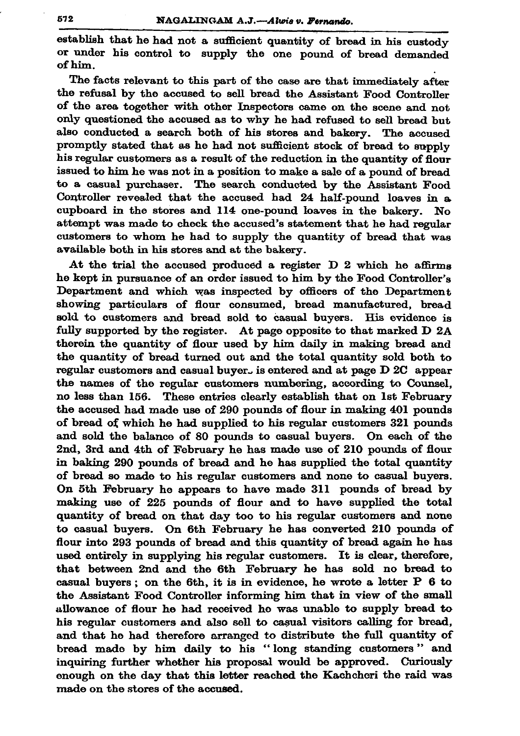establish that he had not a sufficient quantity of bread in his custody or under his control to supply the one pound of bread demanded of him.

The facts relevant to this part of the case are that immediately after the refusal by the accused to sell bread the Assistant Food Controller of the area together with other Inspectors came on the scene and not only questioned the accused as to why he had refused to sell bread but also conducted a search both of his stores and bakery. The accused promptly stated that as he had not sufficient stock of bread to supply his regular customers as a result of the reduction in the quantity of flour issued to him he was not in a position to make a sale of a pound of bread to a casual purchaser. The search conducted by the Assistant Food Controller revealed that the accused had 24 half-pound loaves in a cupboard in the stores and 114 one-pound loaves in the bakery. No attempt was made to check the accused's statement that he had regular customers to whom he had to supply the quantity of bread that was available both in his stores and at the bakery.

At the trial the accused produced a register D 2 which he affirms he kept in pursuance of an order issued to him by the Food Controller's Department and which was inspected by officers of the Department showing particulars of flour consumed, bread manufactured, bread sold to customers and bread sold to casual buyers. His evidence is fully supported by the register. At page opposite to that marked D 2A therein the quantity of flour used by him daily in making bread and the quantity of bread turned out and the total quantity sold both to regular customers and casual buyers is entered and at page D 2C appear the names of the regular customers numbering, according to Counsel, no less than 156. These entries clearly establish that on 1st February the accused had made use of 290 pounds of flour in making 401 pounds of bread of which he had supplied to his regular customers 321 pounds and sold the balance of 80 pounds to casual buyers. On each of the 2nd, 3rd and 4th of February he has made use of 210 pounds of flour in baking 290 pounds of bread and he has supplied the total quantity of bread so made to his regular customers and none to casual buyers. On 5th February he appears to have made 311 pounds of bread by making use of 225 pounds of flour and to have supplied the total quantity of bread on that day too to his regular customers and none to casual buyers. On 6th February he has converted 210 pounds of flour into 293 pounds of bread and this quantity of bread again he has used entirely in supplying his regular customers. It is clear, therefore, that between 2nd and the 6th February he has sold no bread to casual buyers; on the 6th, it is in evidence, he wrote a letter P 6 to the Assistant Food Controller informing him that in view of the small allowance of flour he had received he was unable to supply bread to his regular customers and also sell to casual visitors calling for bread, and that he had therefore arranged to distribute the full quantity of bread made by him daily to his "long standing customers" and inquiring further whether his proposal would be approved. Curiously enough on the day that this letter reached the Kachcheri the raid was made on the stores of the accused.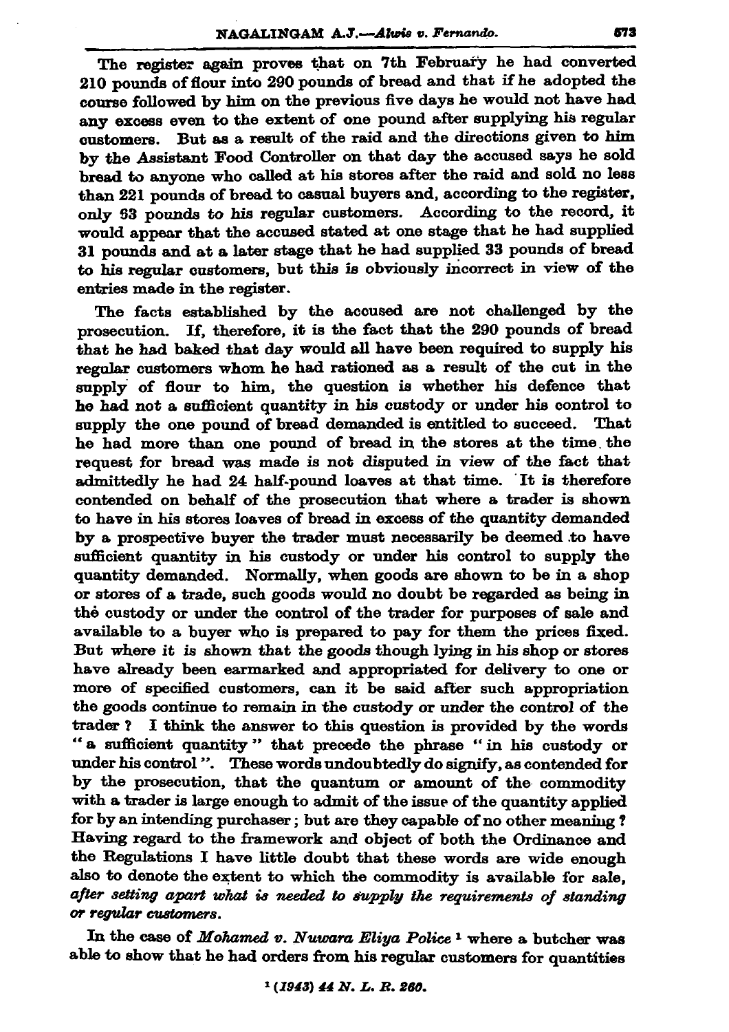The register again proves that on 7th February he had converted 210 pounds of flour into 290 pounds of bread and that if he adopted the course followed by him on the previous five days he would not have had any excess even to the extent of one pound after supplying his regular customers. But as a result of the raid and the directions given to him by the Assistant Food Controller on that day the accused says he sold bread to anyone who called at his stores after the raid and sold no less than 221 pounds of bread to casual buyers and, according to the register, only 63 pounds to his regular customers. According to the record, it would appear that the accused stated at one stage that he had supplied 31 pounds and at a later stage that he had supplied 33 pounds of bread to his regular customers, but this is obviously incorrect in view of the entries made in the register.

The facts established by the accused are not challenged by the prosecution. If, therefore, it is the fact that the 290 pounds of bread that he had baked that day would all have been required to supply his regular customers whom he had rationed as a result of the cut in the supply of flour to him, the question is whether his defence that he had not a sufficient quantity in his custody or under his control to supply the one pound of bread demanded is entitled to succeed. That he had more than one pound of bread in the stores at the time the request for bread was made is not disputed in view of the fact that admittedly he had 24 half-pound loaves at that time. It is therefore contended on behalf of the prosecution that where a trader is shown to have in his stores loaves of bread in excess of the quantity demanded by a prospective buyer the trader must necessarily be deemed to have sufficient quantity in his custody or under his control to supply the quantity demanded. Normally, when goods are shown to be in a shop or stores of a trade, such goods would no doubt be regarded as being in the custody or under the control of the trader for purposes of sale and available to a buyer who is prepared to pay for them the prices fixed. But where it is shown that the goods though lying in his shop or stores have already been earmarked and appropriated for delivery to one or more of specified customers, can it be said after such appropriation the goods continue to remain in the custody or under the control of the trader ? I think the answer to this question is provided by the words "a sufficient quantity" that precede the phrase "in his custody or under his control". These words undoubtedly do signify, as contended for by the prosecution, that the quantum or amount of the commodity with a trader is large enough to admit of the issue of the quantity applied for by an intending purchaser; but are they capable of no other meaning ? Having regard to the framework and object of both the Ordinance and the Regulations I have little doubt that these words are wide enough also to denote the extent to which the commodity is available for sale, *after setting apart what is needed to supply the requirements of standing or regular customers.*

In the case of *Mohamed v. Nuwara Eliya Police* [1] where a butcher was able to show that he had orders from his regular customers for quantities

[1] *(1943) 44 N. L. R. 260.*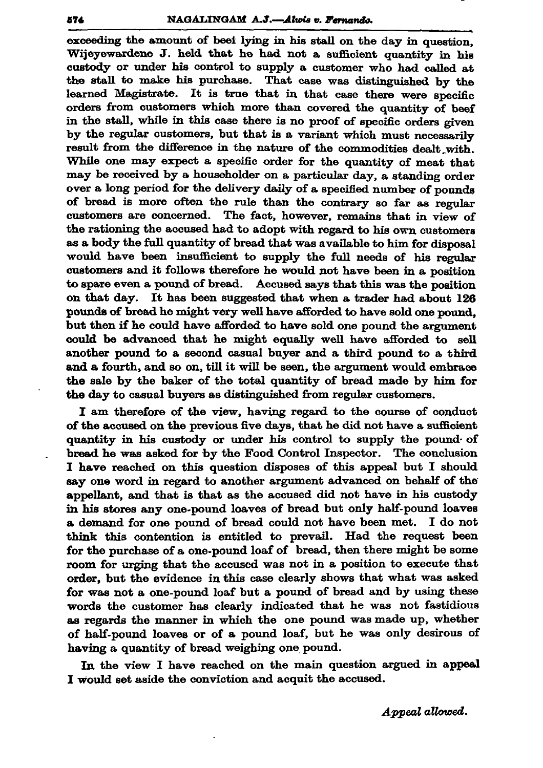exceeding the amount of beef lying in his stall on the day in question, Wijeyewardene J. held that he had not a sufficient quantity in his custody or under his control to supply a customer who had called at the stall to make his purchase. That case was distinguished by the learned Magistrate. It is true that in that case there were specific orders from customers which more than covered the quantity of beef in the stall, while in this case there is no proof of specific orders given by the regular customers, but that is a variant which must necessarily result from the difference in the nature of the commodities dealt with. While one may expect a specific order for the quantity of meat that may be received by a householder on a particular day, a standing order over a long period for the delivery daily of a specified number of pounds of bread is more often the rule than the contrary so far as regular customers are concerned. The fact, however, remains that in view of the rationing the accused had to adopt with regard to his own customers as a body the full quantity of bread that was available to him for disposal would have been insufficient to supply the full needs of his regular customers and it follows therefore he would not have been in a position to spare even a pound of bread. Accused says that this was the position on that day. It has been suggested that when a trader had about 126 pounds of bread he might very well have afforded to have sold one pound, but then if he could have afforded to have sold one pound the argument could be advanced that he might equally well have afforded to sell another pound to a second casual buyer and a third pound to a third and a fourth, and so on, till it will be seen, the argument would embrace the sale by the baker of the total quantity of bread made by him for the day to casual buyers as distinguished from regular customers.

I am therefore of the view, having regard to the course of conduct of the accused on the previous five days, that he did not have a sufficient quantity in his custody or under his control to supply the pound of bread he was asked for by the Food Control Inspector. The conclusion I have reached on this question disposes of this appeal but I should say one word in regard to another argument advanced on behalf of the appellant, and that is that as the accused did not have in his custody in his stores any one-pound loaves of bread but only half-pound loaves a demand for one pound of bread could not have been met. I do not think this contention is entitled to prevail. Had the request been for the purchase of a one-pound loaf of bread, then there might be some room for urging that the accused was not in a position to execute that order, but the evidence in this case clearly shows that what was asked for was not a one-pound loaf but a pound of bread and by using these words the customer has clearly indicated that he was not fastidious as regards the manner in which the one pound was made up, whether of half-pound loaves or of a pound loaf, but he was only desirous of having a quantity of bread weighing one pound.

In the view I have reached on the main question argued in appeal I would set aside the conviction and acquit the accused.

*Appeal allowed.*